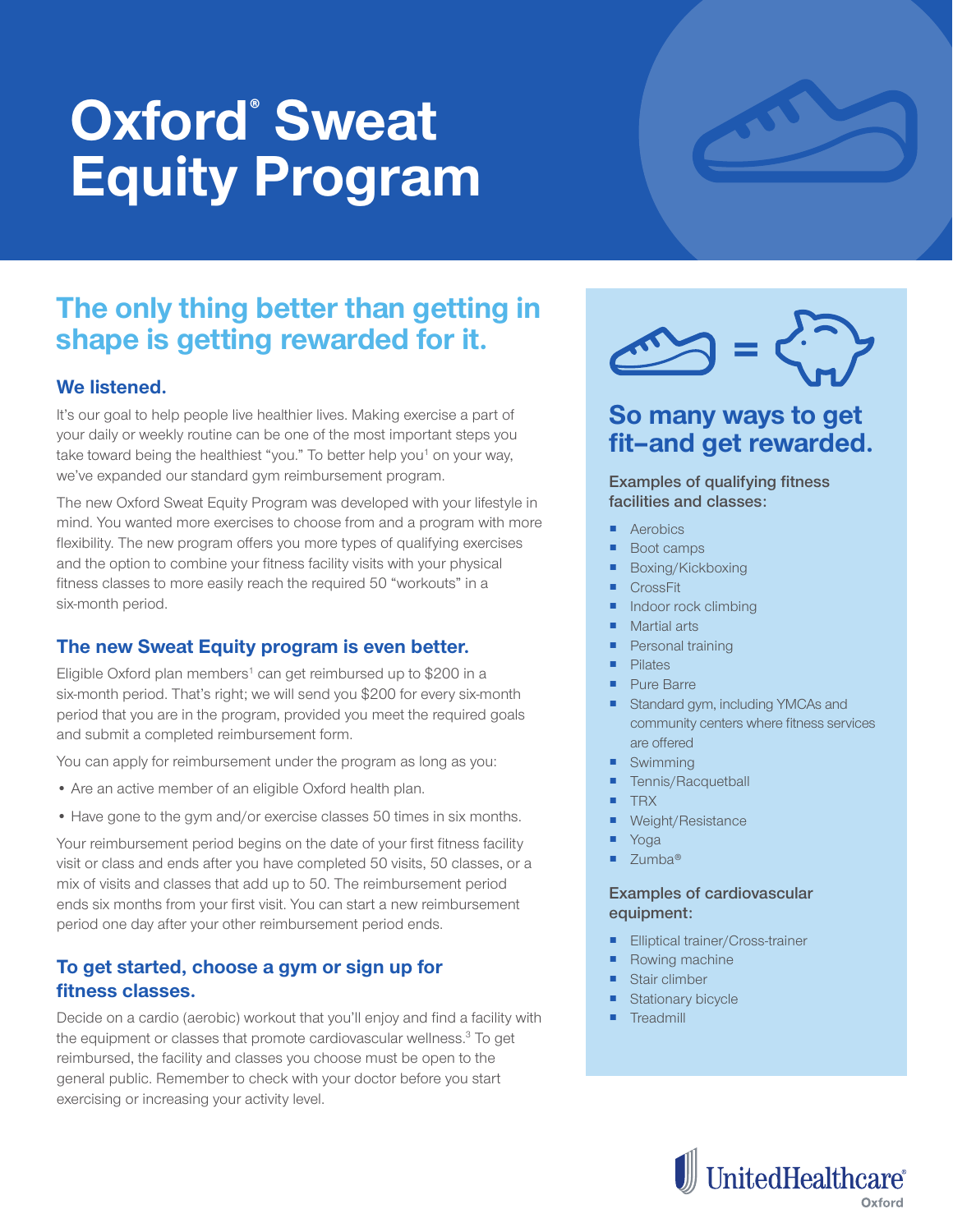# Oxford® Sweat Equity Program

## The only thing better than getting in shape is getting rewarded for it.

### We listened.

It's our goal to help people live healthier lives. Making exercise a part of your daily or weekly routine can be one of the most important steps you take toward being the healthiest "you." To better help you[1] on your way, we've expanded our standard gym reimbursement program.

The new Oxford Sweat Equity Program was developed with your lifestyle in mind. You wanted more exercises to choose from and a program with more flexibility. The new program offers you more types of qualifying exercises and the option to combine your fitness facility visits with your physical fitness classes to more easily reach the required 50 "workouts" in a six-month period.

### The new Sweat Equity program is even better.

Eligible Oxford plan members[1] can get reimbursed up to $200 in a six-month period. That's right; we will send you $200 for every six-month period that you are in the program, provided you meet the required goals and submit a completed reimbursement form.

You can apply for reimbursement under the program as long as you:

- Are an active member of an eligible Oxford health plan.
- Have gone to the gym and/or exercise classes 50 times in six months.

Your reimbursement period begins on the date of your first fitness facility visit or class and ends after you have completed 50 visits, 50 classes, or a mix of visits and classes that add up to 50. The reimbursement period ends six months from your first visit. You can start a new reimbursement period one day after your other reimbursement period ends.

### To get started, choose a gym or sign up for fitness classes.

Decide on a cardio (aerobic) workout that you'll enjoy and find a facility with the equipment or classes that promote cardiovascular wellness.[3] To get reimbursed, the facility and classes you choose must be open to the general public. Remember to check with your doctor before you start exercising or increasing your activity level.

## So many ways to get fit–and get rewarded.

**Examples of qualifying fitness facilities and classes:**

- Aerobics
- Boot camps
- Boxing/Kickboxing
- CrossFit
- Indoor rock climbing
- Martial arts
- Personal training
- Pilates
- Pure Barre
- Standard gym, including YMCAs and community centers where fitness services are offered
- Swimming
- Tennis/Racquetball
- TRX
- Weight/Resistance
- Yoga
- Zumba®

**Examples of cardiovascular equipment:**

- Elliptical trainer/Cross-trainer
- Rowing machine
- Stair climber
- Stationary bicycle
- Treadmill

UnitedHealthcare® Oxford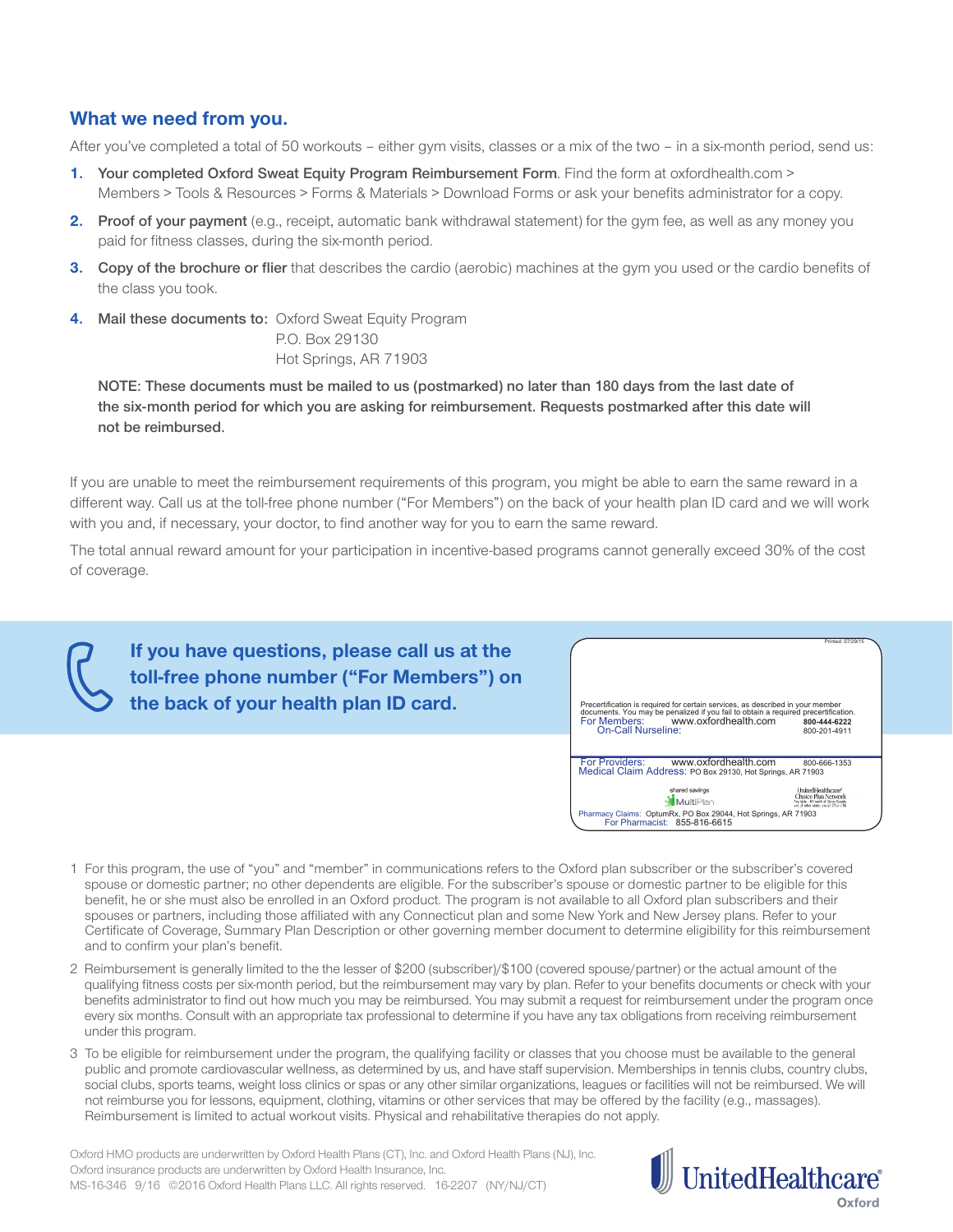## What we need from you.

After you've completed a total of 50 workouts – either gym visits, classes or a mix of the two – in a six-month period, send us:

1. **Your completed Oxford Sweat Equity Program Reimbursement Form**. Find the form at oxfordhealth.com > Members > Tools & Resources > Forms & Materials > Download Forms or ask your benefits administrator for a copy.
2. **Proof of your payment** (e.g., receipt, automatic bank withdrawal statement) for the gym fee, as well as any money you paid for fitness classes, during the six-month period.
3. **Copy of the brochure or flier** that describes the cardio (aerobic) machines at the gym you used or the cardio benefits of the class you took.
4. **Mail these documents to:** Oxford Sweat Equity Program
   P.O. Box 29130
   Hot Springs, AR 71903

   **NOTE: These documents must be mailed to us (postmarked) no later than 180 days from the last date of the six-month period for which you are asking for reimbursement. Requests postmarked after this date will not be reimbursed.**

If you are unable to meet the reimbursement requirements of this program, you might be able to earn the same reward in a different way. Call us at the toll-free phone number ("For Members") on the back of your health plan ID card and we will work with you and, if necessary, your doctor, to find another way for you to earn the same reward.

The total annual reward amount for your participation in incentive-based programs cannot generally exceed 30% of the cost of coverage.

**If you have questions, please call us at the toll-free phone number ("For Members") on the back of your health plan ID card.**

Printed: 07/29/15

Precertification is required for certain services, as described in your member documents. You may be penalized if you fail to obtain a required precertification.
For Members: www.oxfordhealth.com **800-444-6222**
On-Call Nurseline: 800-201-4911

For Providers: www.oxfordhealth.com 800-666-1353
Medical Claim Address: PO Box 29130, Hot Springs, AR 71903

shared savings MultiPlan
UnitedHealthcare Choice Plus Network

Pharmacy Claims: OptumRx, PO Box 29044, Hot Springs, AR 71903
For Pharmacist: 855-816-6615

1 For this program, the use of "you" and "member" in communications refers to the Oxford plan subscriber or the subscriber's covered spouse or domestic partner; no other dependents are eligible. For the subscriber's spouse or domestic partner to be eligible for this benefit, he or she must also be enrolled in an Oxford product. The program is not available to all Oxford plan subscribers and their spouses or partners, including those affiliated with any Connecticut plan and some New York and New Jersey plans. Refer to your Certificate of Coverage, Summary Plan Description or other governing member document to determine eligibility for this reimbursement and to confirm your plan's benefit.

2 Reimbursement is generally limited to the the lesser of $200 (subscriber)/$100 (covered spouse/partner) or the actual amount of the qualifying fitness costs per six-month period, but the reimbursement may vary by plan. Refer to your benefits documents or check with your benefits administrator to find out how much you may be reimbursed. You may submit a request for reimbursement under the program once every six months. Consult with an appropriate tax professional to determine if you have any tax obligations from receiving reimbursement under this program.

3 To be eligible for reimbursement under the program, the qualifying facility or classes that you choose must be available to the general public and promote cardiovascular wellness, as determined by us, and have staff supervision. Memberships in tennis clubs, country clubs, social clubs, sports teams, weight loss clinics or spas or any other similar organizations, leagues or facilities will not be reimbursed. We will not reimburse you for lessons, equipment, clothing, vitamins or other services that may be offered by the facility (e.g., massages). Reimbursement is limited to actual workout visits. Physical and rehabilitative therapies do not apply.

Oxford HMO products are underwritten by Oxford Health Plans (CT), Inc. and Oxford Health Plans (NJ), Inc.
Oxford insurance products are underwritten by Oxford Health Insurance, Inc.
MS-16-346 9/16 ©2016 Oxford Health Plans LLC. All rights reserved. 16-2207 (NY/NJ/CT)

UnitedHealthcare Oxford